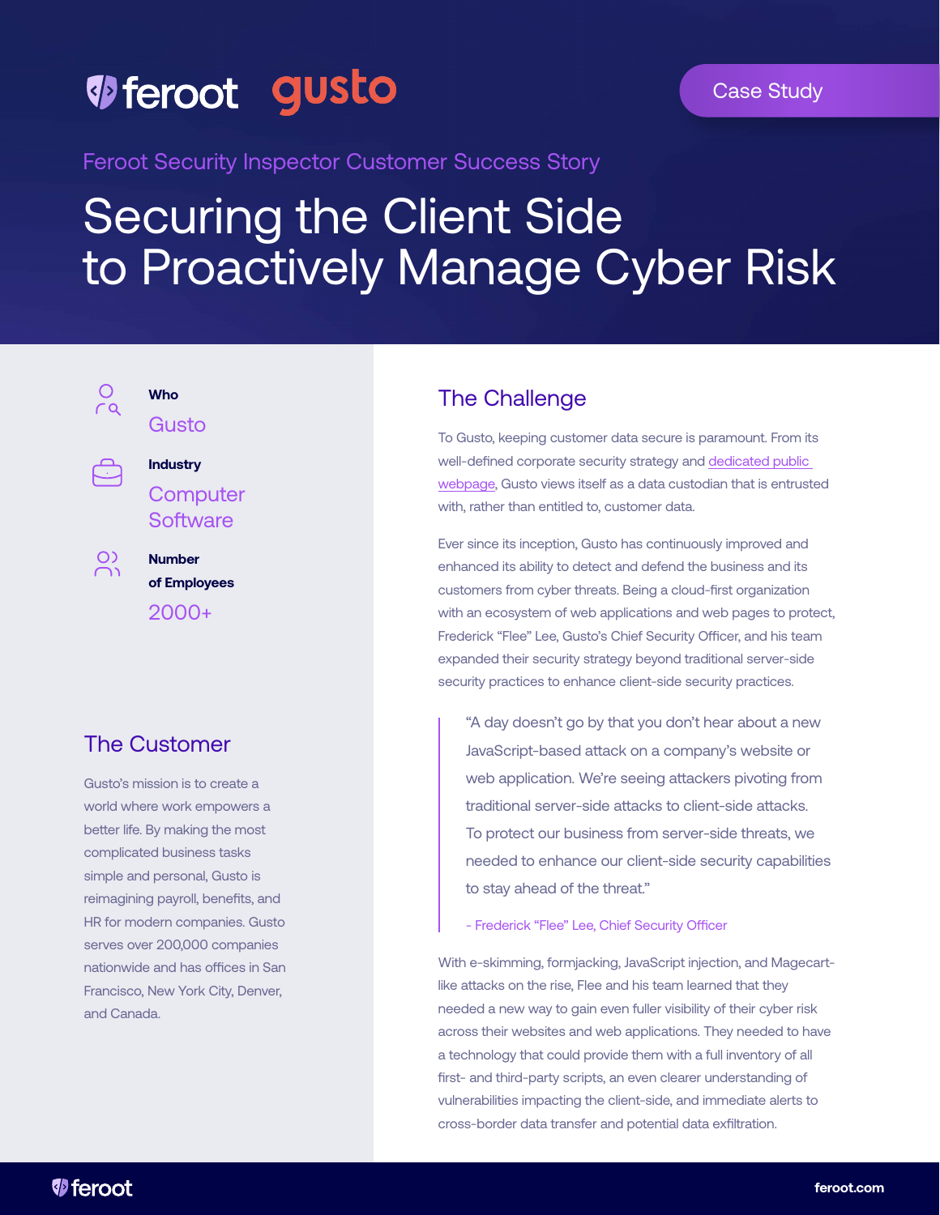feroot gusto

Case Study

Feroot Security Inspector Customer Success Story

# Securing the Client Side to Proactively Manage Cyber Risk

**Who**

Gusto

**Industry**

Computer Software

**Number of Employees**

2000+

## The Customer

Gusto's mission is to create a world where work empowers a better life. By making the most complicated business tasks simple and personal, Gusto is reimagining payroll, benefits, and HR for modern companies. Gusto serves over 200,000 companies nationwide and has offices in San Francisco, New York City, Denver, and Canada.

## The Challenge

To Gusto, keeping customer data secure is paramount. From its well-defined corporate security strategy and dedicated public webpage, Gusto views itself as a data custodian that is entrusted with, rather than entitled to, customer data.

Ever since its inception, Gusto has continuously improved and enhanced its ability to detect and defend the business and its customers from cyber threats. Being a cloud-first organization with an ecosystem of web applications and web pages to protect, Frederick "Flee" Lee, Gusto's Chief Security Officer, and his team expanded their security strategy beyond traditional server-side security practices to enhance client-side security practices.

> "A day doesn't go by that you don't hear about a new JavaScript-based attack on a company's website or web application. We're seeing attackers pivoting from traditional server-side attacks to client-side attacks. To protect our business from server-side threats, we needed to enhance our client-side security capabilities to stay ahead of the threat."
>
> \- Frederick "Flee" Lee, Chief Security Officer

With e-skimming, formjacking, JavaScript injection, and Magecart-like attacks on the rise, Flee and his team learned that they needed a new way to gain even fuller visibility of their cyber risk across their websites and web applications. They needed to have a technology that could provide them with a full inventory of all first- and third-party scripts, an even clearer understanding of vulnerabilities impacting the client-side, and immediate alerts to cross-border data transfer and potential data exfiltration.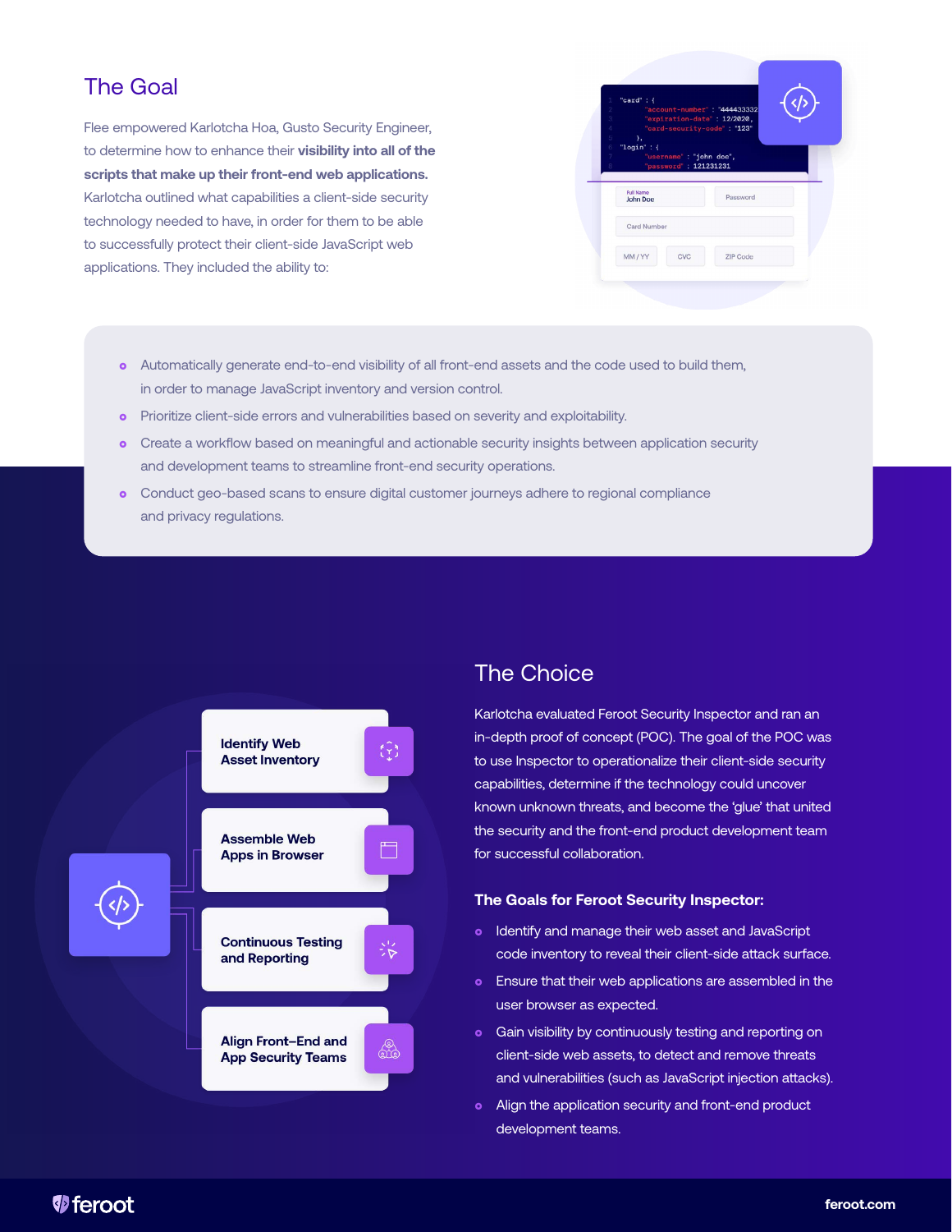## The Goal

Flee empowered Karlotcha Hoa, Gusto Security Engineer, to determine how to enhance their **visibility into all of the scripts that make up their front-end web applications.** Karlotcha outlined what capabilities a client-side security technology needed to have, in order for them to be able to successfully protect their client-side JavaScript web applications. They included the ability to:

- Automatically generate end-to-end visibility of all front-end assets and the code used to build them, in order to manage JavaScript inventory and version control.
- Prioritize client-side errors and vulnerabilities based on severity and exploitability.
- Create a workflow based on meaningful and actionable security insights between application security and development teams to streamline front-end security operations.
- Conduct geo-based scans to ensure digital customer journeys adhere to regional compliance and privacy regulations.

Identify Web Asset Inventory

Assemble Web Apps in Browser

Continuous Testing and Reporting

Align Front–End and App Security Teams

## The Choice

Karlotcha evaluated Feroot Security Inspector and ran an in-depth proof of concept (POC). The goal of the POC was to use Inspector to operationalize their client-side security capabilities, determine if the technology could uncover known unknown threats, and become the 'glue' that united the security and the front-end product development team for successful collaboration.

### The Goals for Feroot Security Inspector:

- Identify and manage their web asset and JavaScript code inventory to reveal their client-side attack surface.
- Ensure that their web applications are assembled in the user browser as expected.
- Gain visibility by continuously testing and reporting on client-side web assets, to detect and remove threats and vulnerabilities (such as JavaScript injection attacks).
- Align the application security and front-end product development teams.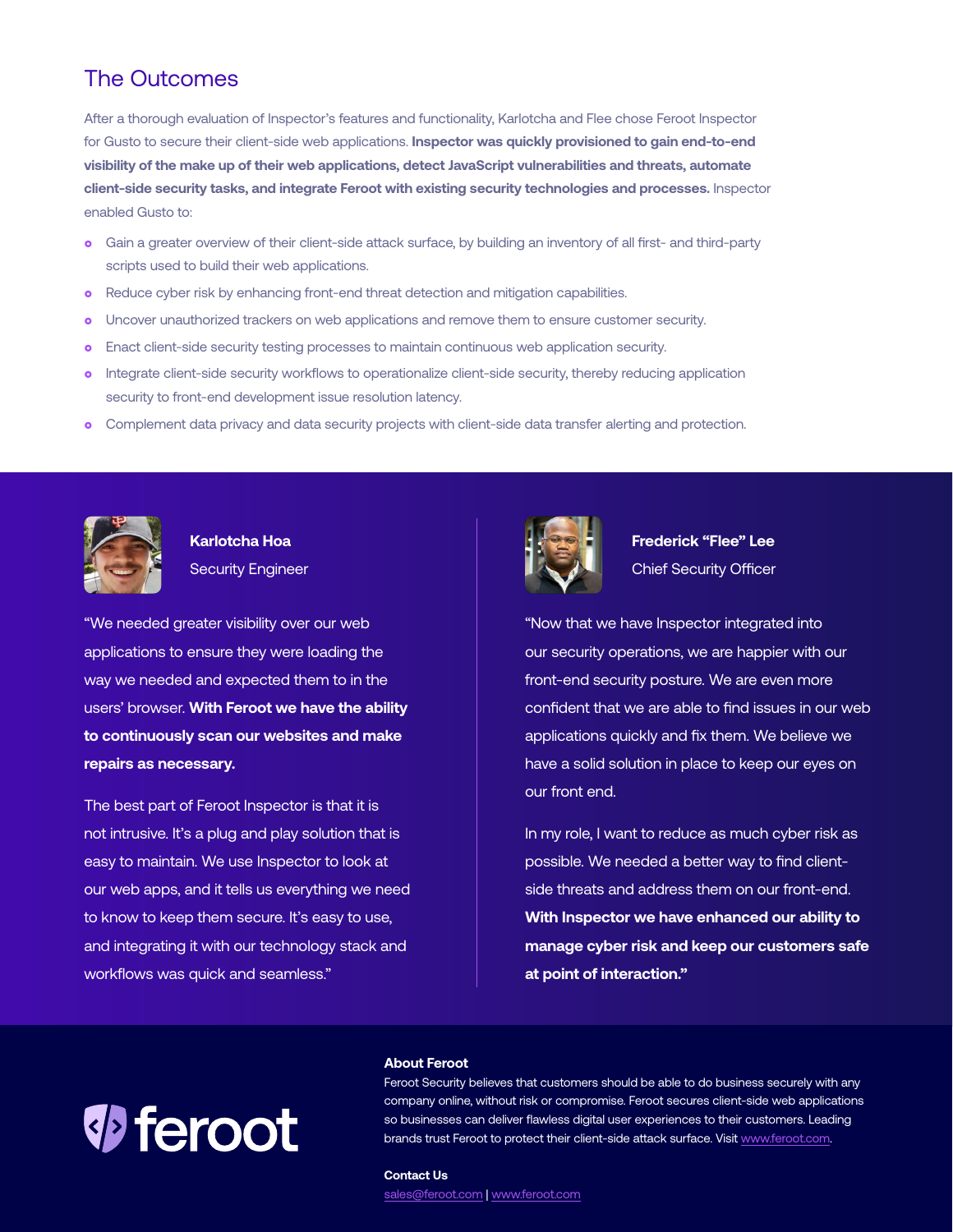## The Outcomes

After a thorough evaluation of Inspector's features and functionality, Karlotcha and Flee chose Feroot Inspector for Gusto to secure their client-side web applications. **Inspector was quickly provisioned to gain end-to-end visibility of the make up of their web applications, detect JavaScript vulnerabilities and threats, automate client-side security tasks, and integrate Feroot with existing security technologies and processes.** Inspector enabled Gusto to:

- Gain a greater overview of their client-side attack surface, by building an inventory of all first- and third-party scripts used to build their web applications.
- Reduce cyber risk by enhancing front-end threat detection and mitigation capabilities.
- Uncover unauthorized trackers on web applications and remove them to ensure customer security.
- Enact client-side security testing processes to maintain continuous web application security.
- Integrate client-side security workflows to operationalize client-side security, thereby reducing application security to front-end development issue resolution latency.
- Complement data privacy and data security projects with client-side data transfer alerting and protection.

**Karlotcha Hoa**
Security Engineer

"We needed greater visibility over our web applications to ensure they were loading the way we needed and expected them to in the users' browser. **With Feroot we have the ability to continuously scan our websites and make repairs as necessary.**

The best part of Feroot Inspector is that it is not intrusive. It's a plug and play solution that is easy to maintain. We use Inspector to look at our web apps, and it tells us everything we need to know to keep them secure. It's easy to use, and integrating it with our technology stack and workflows was quick and seamless."

**Frederick "Flee" Lee**
Chief Security Officer

"Now that we have Inspector integrated into our security operations, we are happier with our front-end security posture. We are even more confident that we are able to find issues in our web applications quickly and fix them. We believe we have a solid solution in place to keep our eyes on our front end.

In my role, I want to reduce as much cyber risk as possible. We needed a better way to find client-side threats and address them on our front-end. **With Inspector we have enhanced our ability to manage cyber risk and keep our customers safe at point of interaction."**

feroot

**About Feroot**
Feroot Security believes that customers should be able to do business securely with any company online, without risk or compromise. Feroot secures client-side web applications so businesses can deliver flawless digital user experiences to their customers. Leading brands trust Feroot to protect their client-side attack surface. Visit www.feroot.com.

**Contact Us**
sales@feroot.com | www.feroot.com